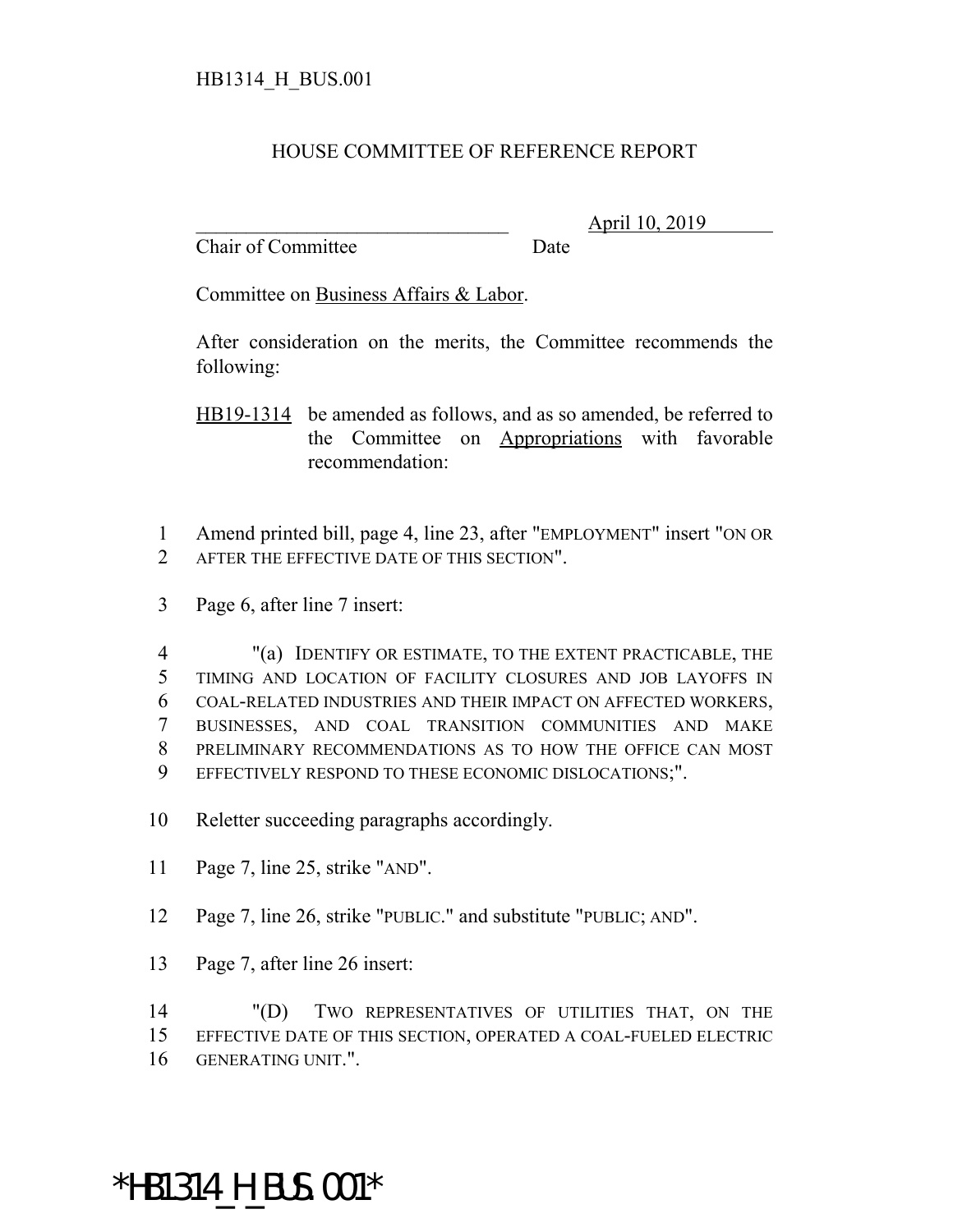HB1314_H_BUS.001

# HOUSE COMMITTEE OF REFERENCE REPORT

________________________________ April 10, 2019
Chair of Committee Date

Committee on Business Affairs & Labor.

After consideration on the merits, the Committee recommends the following:

HB19-1314 be amended as follows, and as so amended, be referred to the Committee on Appropriations with favorable recommendation:

1 Amend printed bill, page 4, line 23, after "EMPLOYMENT" insert "ON OR
2 AFTER THE EFFECTIVE DATE OF THIS SECTION".

3 Page 6, after line 7 insert:

4 "(a) IDENTIFY OR ESTIMATE, TO THE EXTENT PRACTICABLE, THE
5 TIMING AND LOCATION OF FACILITY CLOSURES AND JOB LAYOFFS IN
6 COAL-RELATED INDUSTRIES AND THEIR IMPACT ON AFFECTED WORKERS,
7 BUSINESSES, AND COAL TRANSITION COMMUNITIES AND MAKE
8 PRELIMINARY RECOMMENDATIONS AS TO HOW THE OFFICE CAN MOST
9 EFFECTIVELY RESPOND TO THESE ECONOMIC DISLOCATIONS;".

10 Reletter succeeding paragraphs accordingly.

11 Page 7, line 25, strike "AND".

12 Page 7, line 26, strike "PUBLIC." and substitute "PUBLIC; AND".

13 Page 7, after line 26 insert:

14 "(D) TWO REPRESENTATIVES OF UTILITIES THAT, ON THE
15 EFFECTIVE DATE OF THIS SECTION, OPERATED A COAL-FUELED ELECTRIC
16 GENERATING UNIT.".

*HB1314_H_BUS.001*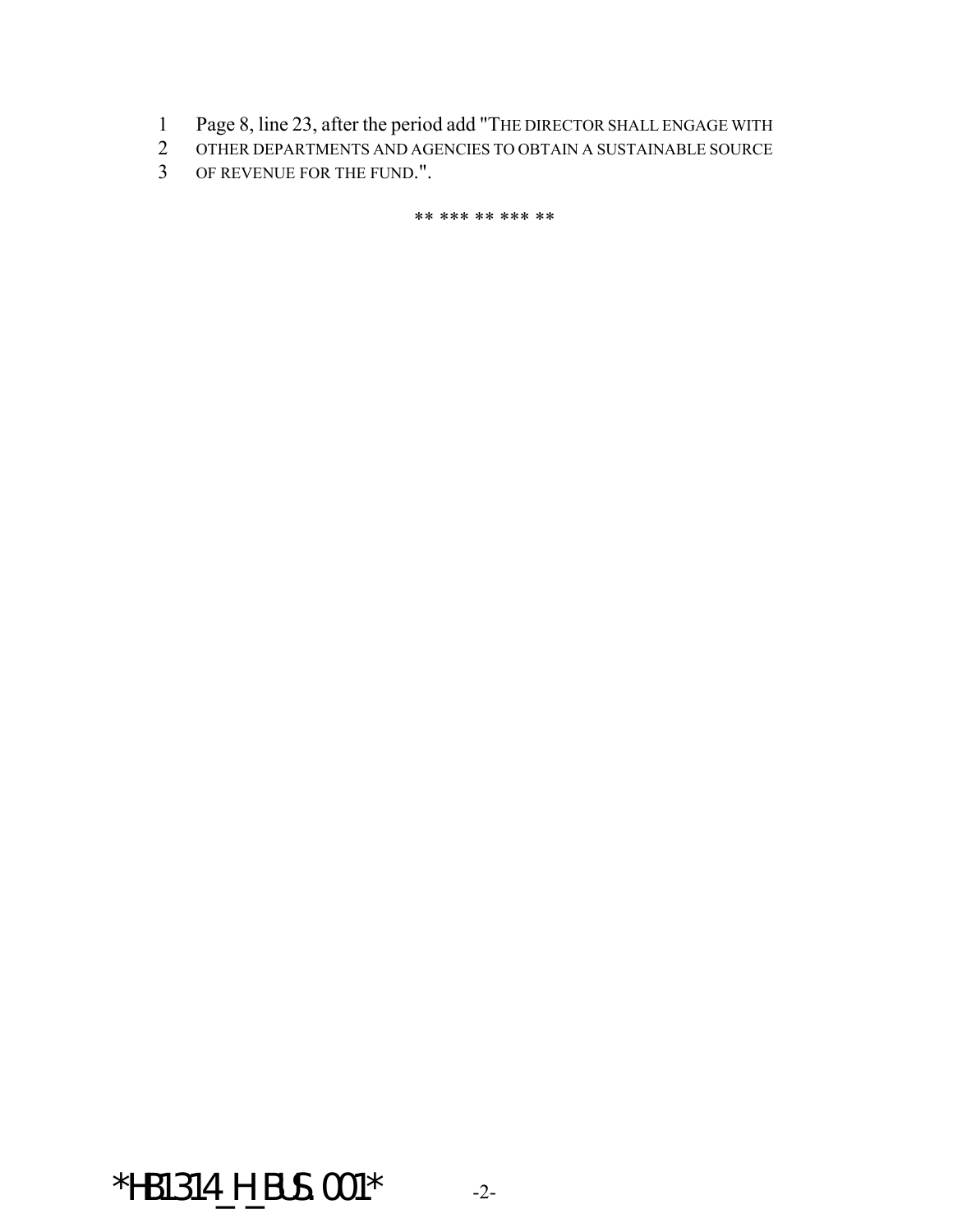1 Page 8, line 23, after the period add "THE DIRECTOR SHALL ENGAGE WITH
2 OTHER DEPARTMENTS AND AGENCIES TO OBTAIN A SUSTAINABLE SOURCE
3 OF REVENUE FOR THE FUND.".

** *** ** *** **

*HB1314_H_BUS.001*